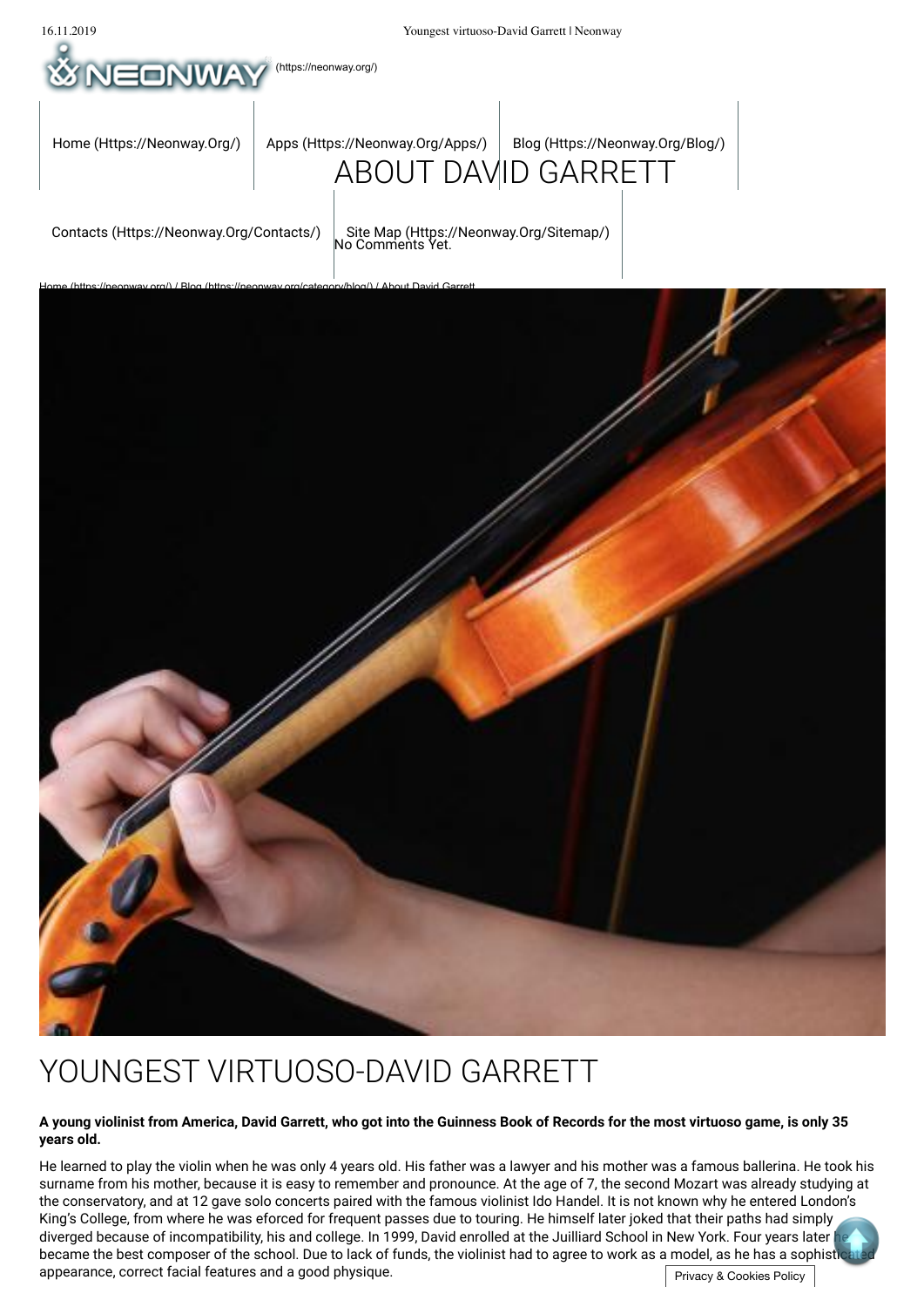(https://neonway.org/)

Home (Https://Neonway.Org/) Apps (Https://Neonway.Org/Apps/) Blog (Https://Neonway.Org/Blog/) Contacts (Https://Neonway.Org/Contacts/) Site Map (Https://Neonway.Org/Sitemap/)

# ABOUT DAVID GARRETT

No Comments Yet.

Home (https://neonway.org/) / Blog (https://neonway.org/category/blog/) / About David Garrett

# YOUNGEST VIRTUOSO-DAVID GARRETT

**A young violinist from America, David Garrett, who got into the Guinness Book of Records for the most virtuoso game, is only 35 years old.**

He learned to play the violin when he was only 4 years old. His father was a lawyer and his mother was a famous ballerina. He took his surname from his mother, because it is easy to remember and pronounce. At the age of 7, the second Mozart was already studying at the conservatory, and at 12 gave solo concerts paired with the famous violinist Ido Handel. It is not known why he entered London's King's College, from where he was eforced for frequent passes due to touring. He himself later joked that their paths had simply diverged because of incompatibility, his and college. In 1999, David enrolled at the Juilliard School in New York. Four years later he became the best composer of the school. Due to lack of funds, the violinist had to agree to work as a model, as he has a sophisticated appearance, correct facial features and a good physique.

Privacy & Cookies Policy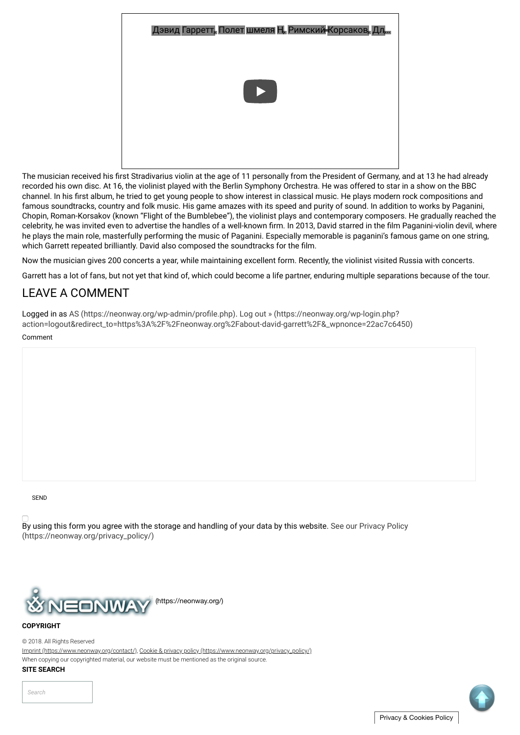Дэвид Гарретт. Полет шмеля Н. Римский-Корсаков. Дл...

The musician received his first Stradivarius violin at the age of 11 personally from the President of Germany, and at 13 he had already recorded his own disc. At 16, the violinist played with the Berlin Symphony Orchestra. He was offered to star in a show on the BBC channel. In his first album, he tried to get young people to show interest in classical music. He plays modern rock compositions and famous soundtracks, country and folk music. His game amazes with its speed and purity of sound. In addition to works by Paganini, Chopin, Roman-Korsakov (known "Flight of the Bumblebee"), the violinist plays and contemporary composers. He gradually reached the celebrity, he was invited even to advertise the handles of a well-known firm. In 2013, David starred in the film Paganini-violin devil, where he plays the main role, masterfully performing the music of Paganini. Especially memorable is paganini's famous game on one string, which Garrett repeated brilliantly. David also composed the soundtracks for the film.

Now the musician gives 200 concerts a year, while maintaining excellent form. Recently, the violinist visited Russia with concerts.

Garrett has a lot of fans, but not yet that kind of, which could become a life partner, enduring multiple separations because of the tour.

## LEAVE A COMMENT

Logged in as AS (https://neonway.org/wp-admin/profile.php). Log out » (https://neonway.org/wp-login.php?action=logout&redirect_to=https%3A%2F%2Fneonway.org%2Fabout-david-garrett%2F&_wpnonce=22ac7c6450)

Comment

SEND

By using this form you agree with the storage and handling of your data by this website. See our Privacy Policy (https://neonway.org/privacy_policy/)

(https://neonway.org/)

**COPYRIGHT**

© 2018. All Rights Reserved

Imprint (https://www.neonway.org/contact/), Cookie & privacy policy (https://www.neonway.org/privacy_policy/)

When copying our copyrighted material, our website must be mentioned as the original source.

**SITE SEARCH**

Search

Privacy & Cookies Policy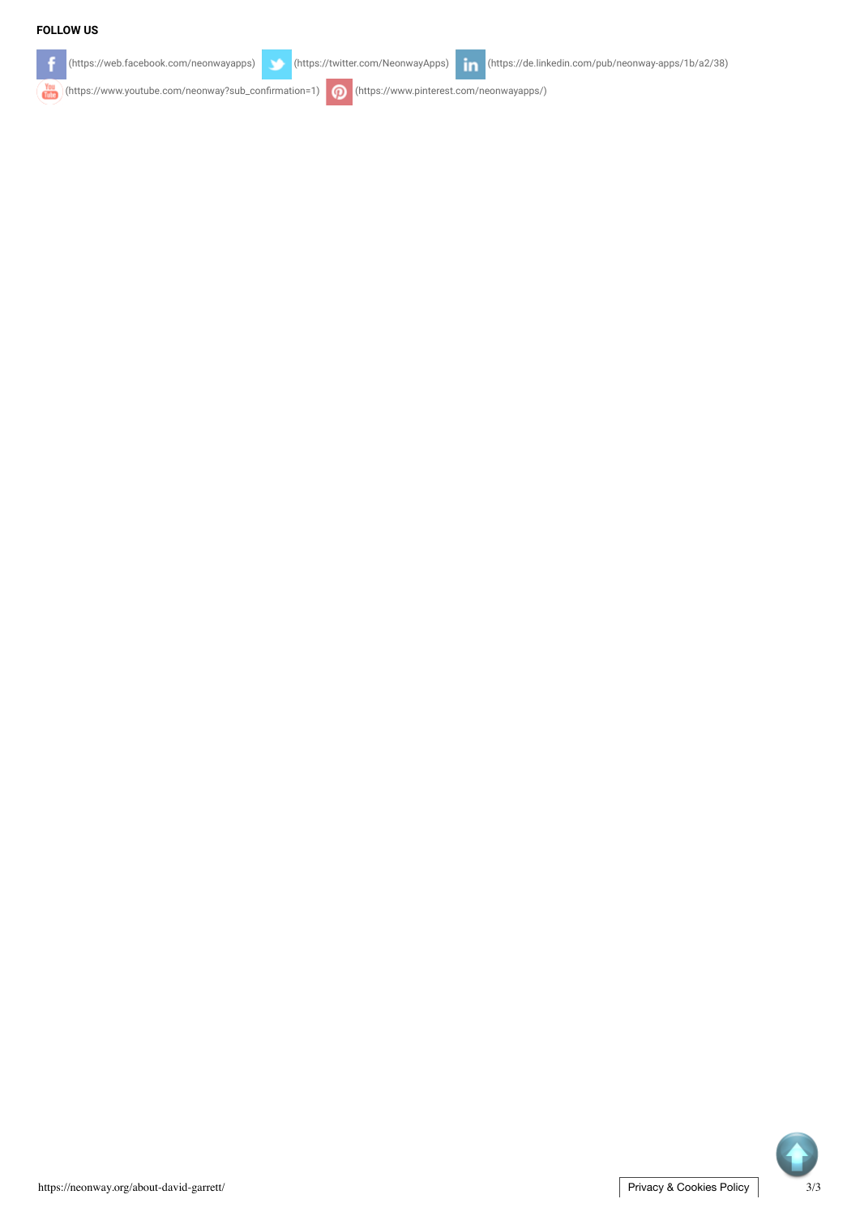**FOLLOW US**

(https://web.facebook.com/neonwayapps) (https://twitter.com/NeonwayApps) (https://de.linkedin.com/pub/neonway-apps/1b/a2/38) (https://www.youtube.com/neonway?sub_confirmation=1) (https://www.pinterest.com/neonwayapps/)

Privacy & Cookies Policy